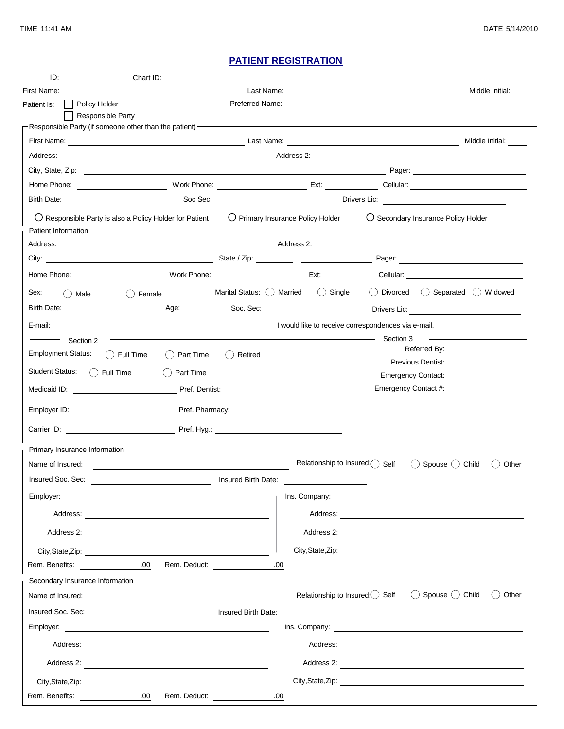TIME 11:41 AM

DATE 5/14/2010

# PATIENT REGISTRATION

ID: ________ Chart ID: ________________

First Name: Last Name: Middle Initial:

Patient Is: ☐ Policy Holder ☐ Responsible Party

Preferred Name: ______________________

## Responsible Party (if someone other than the patient)

First Name: ______________________ Last Name: ______________________ Middle Initial: ____

Address: ______________________ Address 2: ______________________

City, State, Zip: ______________________ Pager: ______________________

Home Phone: ____________ Work Phone: ____________ Ext: ________ Cellular: ____________

Birth Date: ____________ Soc Sec: ____________ Drivers Lic: ____________

○ Responsible Party is also a Policy Holder for Patient ○ Primary Insurance Policy Holder ○ Secondary Insurance Policy Holder

## Patient Information

Address: Address 2:

City: ______________________ State / Zip: ________ ____________ Pager: ______________________

Home Phone: ____________ Work Phone: ____________ Ext: Cellular: ____________

Sex: ○ Male ○ Female Marital Status: ○ Married ○ Single ○ Divorced ○ Separated ○ Widowed

Birth Date: ____________ Age: ________ Soc. Sec: ____________ Drivers Lic: ____________

E-mail:

☐ I would like to receive correspondences via e-mail.

## Section 2

Employment Status: ○ Full Time ○ Part Time ○ Retired

Student Status: ○ Full Time ○ Part Time

Medicaid ID: ____________ Pref. Dentist: ____________

Employer ID: Pref. Pharmacy: ____________

Carrier ID: ____________ Pref. Hyg.: ____________

## Section 3

Referred By: ____________

Previous Dentist: ____________

Emergency Contact: ____________

Emergency Contact #: ____________

## Primary Insurance Information

Name of Insured: ______________________ Relationship to Insured: ○ Self ○ Spouse ○ Child ○ Other

Insured Soc. Sec: ____________ Insured Birth Date: ____________

Employer: ______________________ Ins. Company: ______________________

Address: ______________________ Address: ______________________

Address 2: ______________________ Address 2: ______________________

City,State,Zip: ______________________ City,State,Zip: ______________________

Rem. Benefits: ________.00 Rem. Deduct: ________.00

## Secondary Insurance Information

Name of Insured: ______________________ Relationship to Insured: ○ Self ○ Spouse ○ Child ○ Other

Insured Soc. Sec: ____________ Insured Birth Date: ____________

Employer: ______________________ Ins. Company: ______________________

Address: ______________________ Address: ______________________

Address 2: ______________________ Address 2: ______________________

City,State,Zip: ______________________ City,State,Zip: ______________________

Rem. Benefits: ________.00 Rem. Deduct: ________.00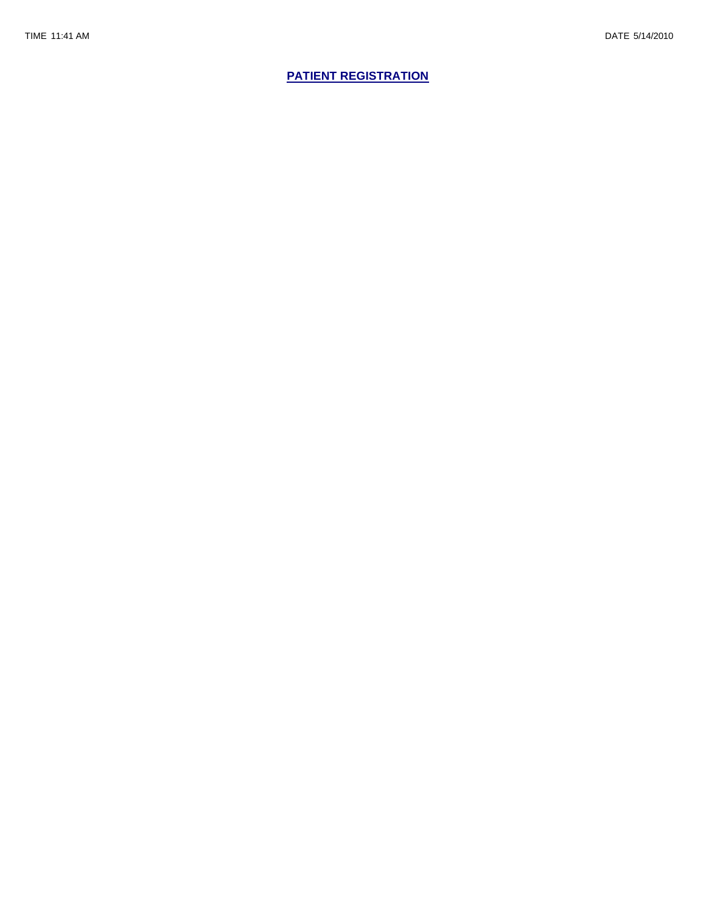TIME 11:41 AM

DATE 5/14/2010

# PATIENT REGISTRATION